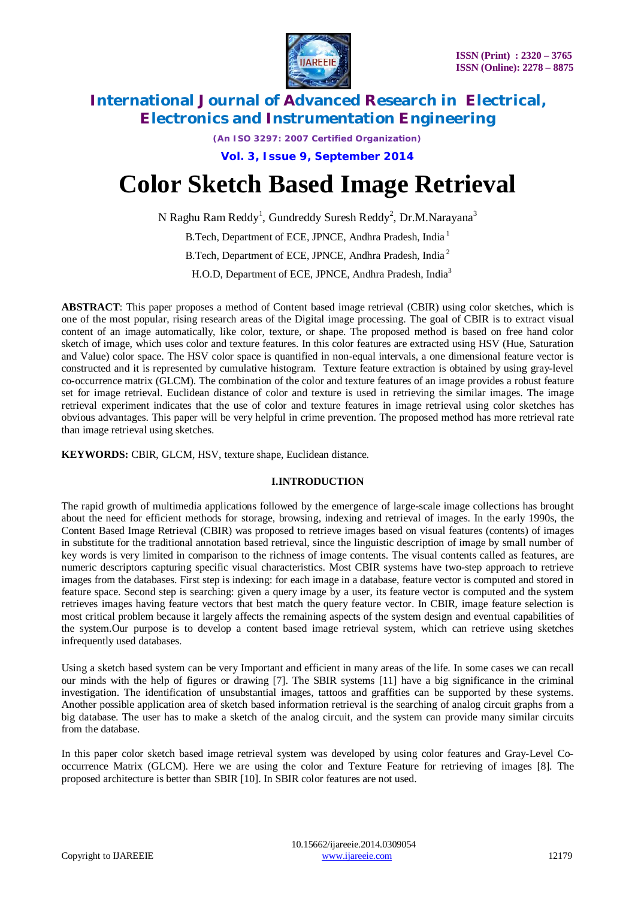# Color Sketch Based Image Retrieval

N Raghu Ram Reddy[1], Gundreddy Suresh Reddy[2], Dr.M.Narayana[3]

B.Tech, Department of ECE, JPNCE, Andhra Pradesh, India [1]

B.Tech, Department of ECE, JPNCE, Andhra Pradesh, India [2]

H.O.D, Department of ECE, JPNCE, Andhra Pradesh, India[3]

**ABSTRACT**: This paper proposes a method of Content based image retrieval (CBIR) using color sketches, which is one of the most popular, rising research areas of the Digital image processing. The goal of CBIR is to extract visual content of an image automatically, like color, texture, or shape. The proposed method is based on free hand color sketch of image, which uses color and texture features. In this color features are extracted using HSV (Hue, Saturation and Value) color space. The HSV color space is quantified in non-equal intervals, a one dimensional feature vector is constructed and it is represented by cumulative histogram. Texture feature extraction is obtained by using gray-level co-occurrence matrix (GLCM). The combination of the color and texture features of an image provides a robust feature set for image retrieval. Euclidean distance of color and texture is used in retrieving the similar images. The image retrieval experiment indicates that the use of color and texture features in image retrieval using color sketches has obvious advantages. This paper will be very helpful in crime prevention. The proposed method has more retrieval rate than image retrieval using sketches.

**KEYWORDS:** CBIR, GLCM, HSV, texture shape, Euclidean distance.

## I.INTRODUCTION

The rapid growth of multimedia applications followed by the emergence of large-scale image collections has brought about the need for efficient methods for storage, browsing, indexing and retrieval of images. In the early 1990s, the Content Based Image Retrieval (CBIR) was proposed to retrieve images based on visual features (contents) of images in substitute for the traditional annotation based retrieval, since the linguistic description of image by small number of key words is very limited in comparison to the richness of image contents. The visual contents called as features, are numeric descriptors capturing specific visual characteristics. Most CBIR systems have two-step approach to retrieve images from the databases. First step is indexing: for each image in a database, feature vector is computed and stored in feature space. Second step is searching: given a query image by a user, its feature vector is computed and the system retrieves images having feature vectors that best match the query feature vector. In CBIR, image feature selection is most critical problem because it largely affects the remaining aspects of the system design and eventual capabilities of the system.Our purpose is to develop a content based image retrieval system, which can retrieve using sketches infrequently used databases.

Using a sketch based system can be very Important and efficient in many areas of the life. In some cases we can recall our minds with the help of figures or drawing [7]. The SBIR systems [11] have a big significance in the criminal investigation. The identification of unsubstantial images, tattoos and graffities can be supported by these systems. Another possible application area of sketch based information retrieval is the searching of analog circuit graphs from a big database. The user has to make a sketch of the analog circuit, and the system can provide many similar circuits from the database.

In this paper color sketch based image retrieval system was developed by using color features and Gray-Level Co-occurrence Matrix (GLCM). Here we are using the color and Texture Feature for retrieving of images [8]. The proposed architecture is better than SBIR [10]. In SBIR color features are not used.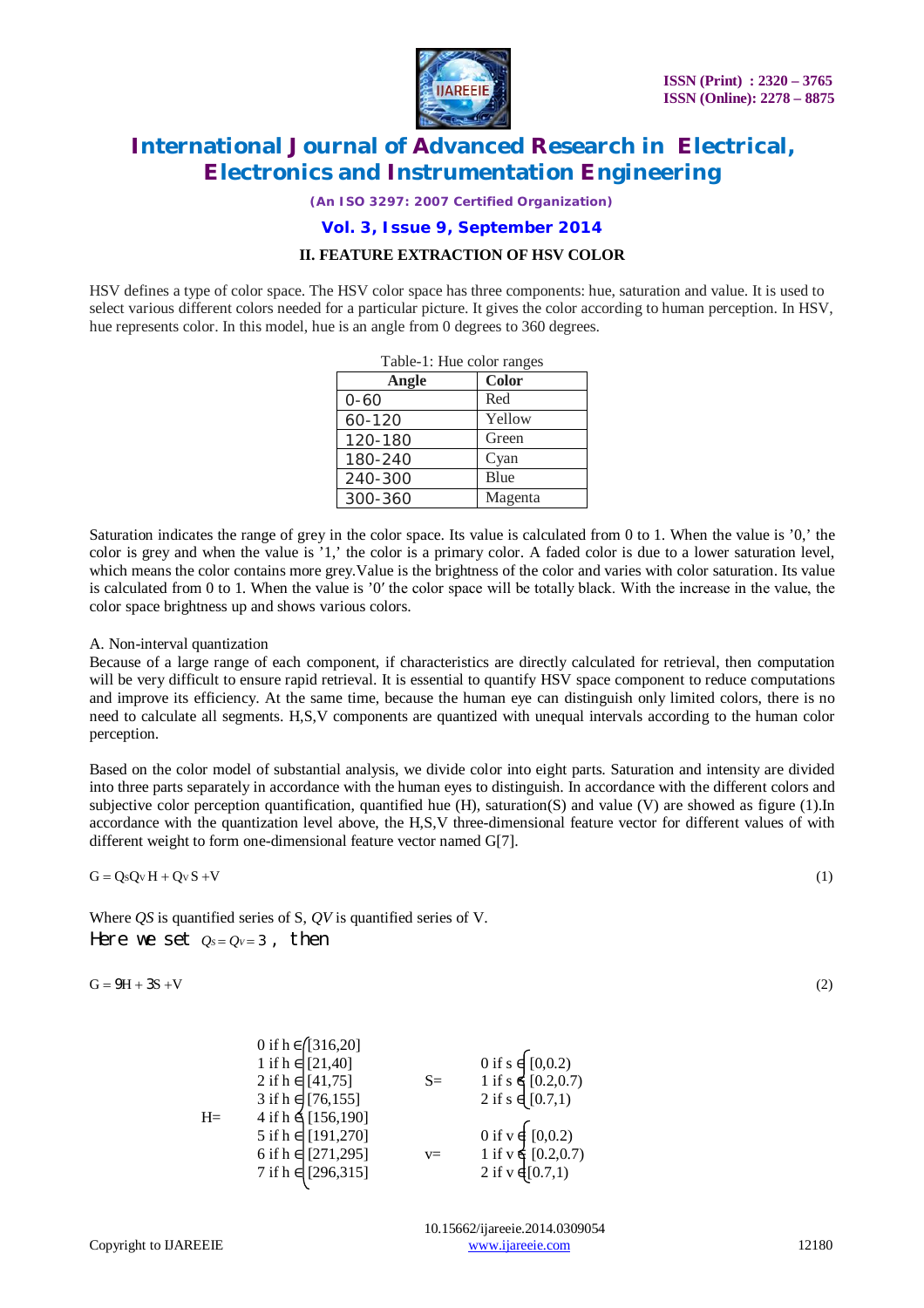## II. FEATURE EXTRACTION OF HSV COLOR

HSV defines a type of color space. The HSV color space has three components: hue, saturation and value. It is used to select various different colors needed for a particular picture. It gives the color according to human perception. In HSV, hue represents color. In this model, hue is an angle from 0 degrees to 360 degrees.

Table-1: Hue color ranges

| Angle | Color |
|---|---|
| 0-60 | Red |
| 60-120 | Yellow |
| 120-180 | Green |
| 180-240 | Cyan |
| 240-300 | Blue |
| 300-360 | Magenta |

Saturation indicates the range of grey in the color space. Its value is calculated from 0 to 1. When the value is '0,' the color is grey and when the value is '1,' the color is a primary color. A faded color is due to a lower saturation level, which means the color contains more grey.Value is the brightness of the color and varies with color saturation. Its value is calculated from 0 to 1. When the value is '0′ the color space will be totally black. With the increase in the value, the color space brightness up and shows various colors.

A. Non-interval quantization

Because of a large range of each component, if characteristics are directly calculated for retrieval, then computation will be very difficult to ensure rapid retrieval. It is essential to quantify HSV space component to reduce computations and improve its efficiency. At the same time, because the human eye can distinguish only limited colors, there is no need to calculate all segments. H,S,V components are quantized with unequal intervals according to the human color perception.

Based on the color model of substantial analysis, we divide color into eight parts. Saturation and intensity are divided into three parts separately in accordance with the human eyes to distinguish. In accordance with the different colors and subjective color perception quantification, quantified hue (H), saturation(S) and value (V) are showed as figure (1).In accordance with the quantization level above, the H,S,V three-dimensional feature vector for different values of with different weight to form one-dimensional feature vector named G[7].

$$G = Q_S Q_V H + Q_V S + V \tag{1}$$

Where $Q_S$ is quantified series of S, $Q_V$ is quantified series of V.

Here we set $Q_S = Q_V = 3$ , then

$$G = 9H + 3S + V \tag{2}$$

$$H = \begin{cases} 0 \text{ if } h \in [316,20] \\ 1 \text{ if } h \in [21,40] \\ 2 \text{ if } h \in [41,75] \\ 3 \text{ if } h \in [76,155] \\ 4 \text{ if } h \in [156,190] \\ 5 \text{ if } h \in [191,270] \\ 6 \text{ if } h \in [271,295] \\ 7 \text{ if } h \in [296,315] \end{cases} \qquad S = \begin{cases} 0 \text{ if } s \in [0,0.2) \\ 1 \text{ if } s \in [0.2,0.7) \\ 2 \text{ if } s \in [0.7,1) \end{cases} \qquad V = \begin{cases} 0 \text{ if } v \in [0,0.2) \\ 1 \text{ if } v \in [0.2,0.7) \\ 2 \text{ if } v \in [0.7,1) \end{cases}$$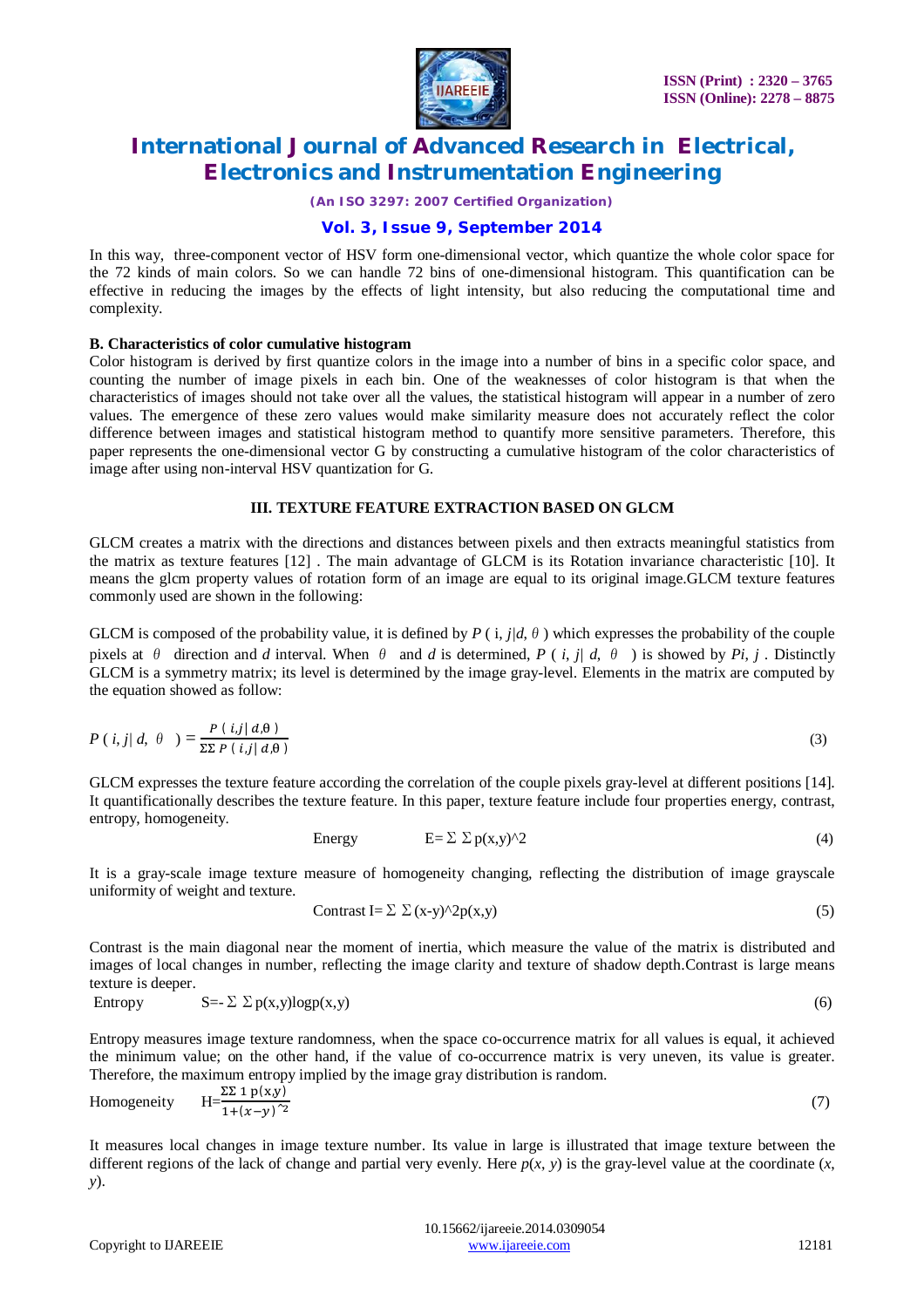In this way, three-component vector of HSV form one-dimensional vector, which quantize the whole color space for the 72 kinds of main colors. So we can handle 72 bins of one-dimensional histogram. This quantification can be effective in reducing the images by the effects of light intensity, but also reducing the computational time and complexity.

**B. Characteristics of color cumulative histogram**

Color histogram is derived by first quantize colors in the image into a number of bins in a specific color space, and counting the number of image pixels in each bin. One of the weaknesses of color histogram is that when the characteristics of images should not take over all the values, the statistical histogram will appear in a number of zero values. The emergence of these zero values would make similarity measure does not accurately reflect the color difference between images and statistical histogram method to quantify more sensitive parameters. Therefore, this paper represents the one-dimensional vector G by constructing a cumulative histogram of the color characteristics of image after using non-interval HSV quantization for G.

## III. TEXTURE FEATURE EXTRACTION BASED ON GLCM

GLCM creates a matrix with the directions and distances between pixels and then extracts meaningful statistics from the matrix as texture features [12] . The main advantage of GLCM is its Rotation invariance characteristic [10]. It means the glcm property values of rotation form of an image are equal to its original image.GLCM texture features commonly used are shown in the following:

GLCM is composed of the probability value, it is defined by $P(i, j|d, \theta)$ which expresses the probability of the couple pixels at $\theta$ direction and $d$ interval. When $\theta$ and $d$ is determined, $P(i, j| d, \theta)$ is showed by $P_{i,j}$ . Distinctly GLCM is a symmetry matrix; its level is determined by the image gray-level. Elements in the matrix are computed by the equation showed as follow:

$$P(i, j| d, \theta) = \frac{P(i,j|d,\theta)}{\Sigma\Sigma P(i,j|d,\theta)} \tag{3}$$

GLCM expresses the texture feature according the correlation of the couple pixels gray-level at different positions [14]. It quantificationally describes the texture feature. In this paper, texture feature include four properties energy, contrast, entropy, homogeneity.

$$\text{Energy} \qquad E = \Sigma\, \Sigma\, p(x,y)^2 \tag{4}$$

It is a gray-scale image texture measure of homogeneity changing, reflecting the distribution of image grayscale uniformity of weight and texture.

$$\text{Contrast } I = \Sigma\, \Sigma\, (x-y)^2 p(x,y) \tag{5}$$

Contrast is the main diagonal near the moment of inertia, which measure the value of the matrix is distributed and images of local changes in number, reflecting the image clarity and texture of shadow depth.Contrast is large means texture is deeper.

$$\text{Entropy} \qquad S = -\Sigma\, \Sigma\, p(x,y)\log p(x,y) \tag{6}$$

Entropy measures image texture randomness, when the space co-occurrence matrix for all values is equal, it achieved the minimum value; on the other hand, if the value of co-occurrence matrix is very uneven, its value is greater. Therefore, the maximum entropy implied by the image gray distribution is random.

$$\text{Homogeneity} \qquad H = \frac{\Sigma\Sigma\, 1\, p(x,y)}{1+(x-y)^2} \tag{7}$$

It measures local changes in image texture number. Its value in large is illustrated that image texture between the different regions of the lack of change and partial very evenly. Here $p(x, y)$ is the gray-level value at the coordinate $(x, y)$.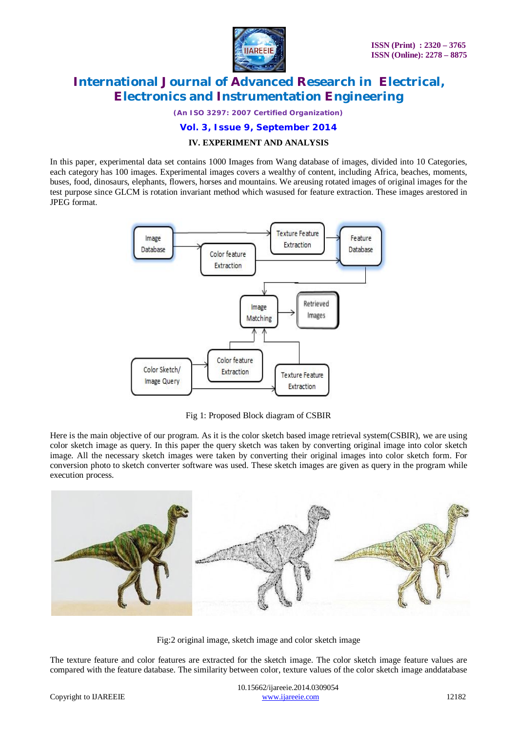## IV. EXPERIMENT AND ANALYSIS

In this paper, experimental data set contains 1000 Images from Wang database of images, divided into 10 Categories, each category has 100 images. Experimental images covers a wealthy of content, including Africa, beaches, moments, buses, food, dinosaurs, elephants, flowers, horses and mountains. We areusing rotated images of original images for the test purpose since GLCM is rotation invariant method which wasused for feature extraction. These images arestored in JPEG format.

Fig 1: Proposed Block diagram of CSBIR

Here is the main objective of our program. As it is the color sketch based image retrieval system(CSBIR), we are using color sketch image as query. In this paper the query sketch was taken by converting original image into color sketch image. All the necessary sketch images were taken by converting their original images into color sketch form. For conversion photo to sketch converter software was used. These sketch images are given as query in the program while execution process.

Fig:2 original image, sketch image and color sketch image

The texture feature and color features are extracted for the sketch image. The color sketch image feature values are compared with the feature database. The similarity between color, texture values of the color sketch image anddatabase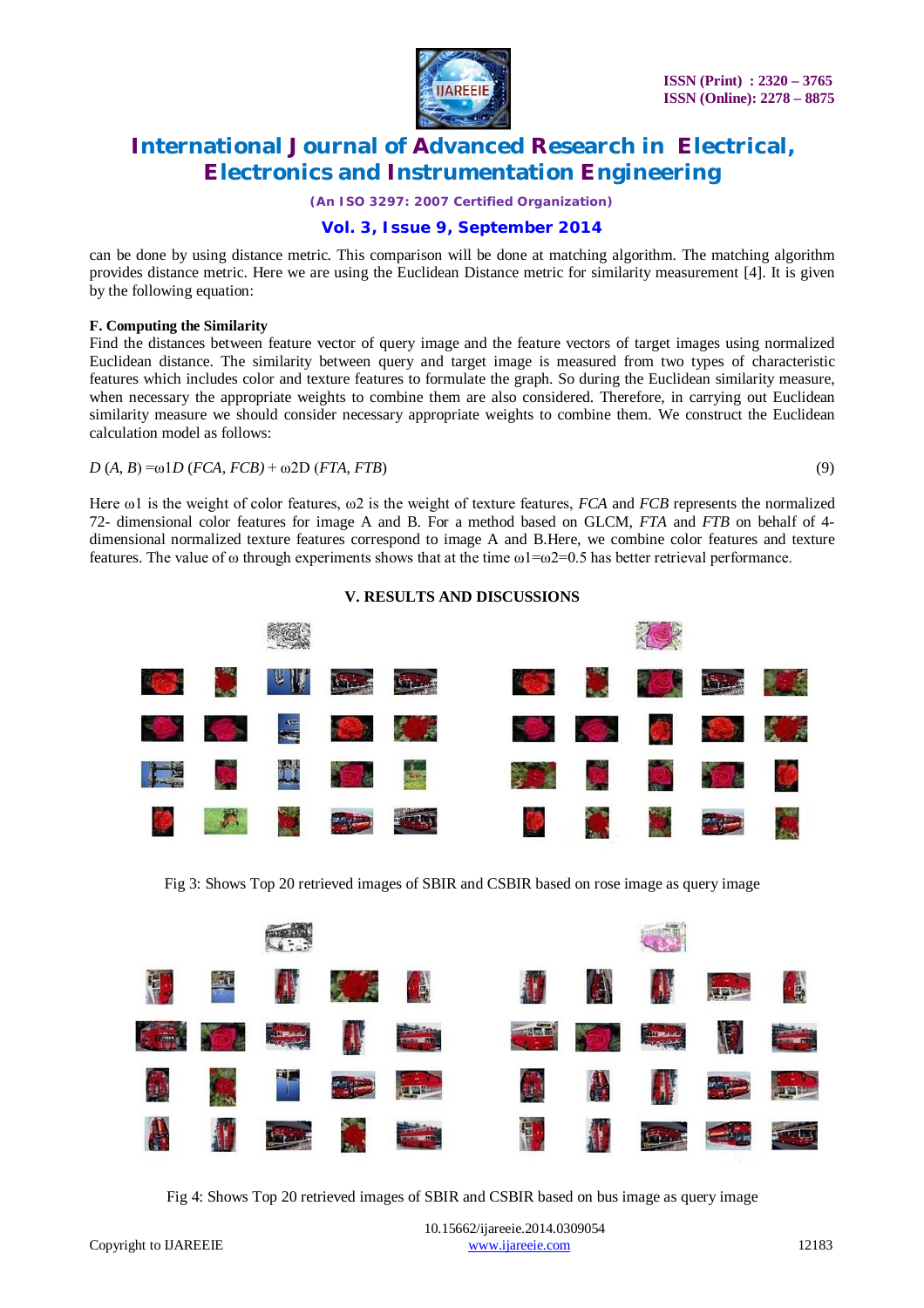can be done by using distance metric. This comparison will be done at matching algorithm. The matching algorithm provides distance metric. Here we are using the Euclidean Distance metric for similarity measurement [4]. It is given by the following equation:

**F. Computing the Similarity**

Find the distances between feature vector of query image and the feature vectors of target images using normalized Euclidean distance. The similarity between query and target image is measured from two types of characteristic features which includes color and texture features to formulate the graph. So during the Euclidean similarity measure, when necessary the appropriate weights to combine them are also considered. Therefore, in carrying out Euclidean similarity measure we should consider necessary appropriate weights to combine them. We construct the Euclidean calculation model as follows:

$$D(A, B) = \omega 1 D(FCA, FCB) + \omega 2 D(FTA, FTB) \quad (9)$$

Here ω1 is the weight of color features, ω2 is the weight of texture features, *FCA* and *FCB* represents the normalized 72- dimensional color features for image A and B. For a method based on GLCM, *FTA* and *FTB* on behalf of 4-dimensional normalized texture features correspond to image A and B.Here, we combine color features and texture features. The value of ω through experiments shows that at the time ω1=ω2=0.5 has better retrieval performance.

## V. RESULTS AND DISCUSSIONS

Fig 3: Shows Top 20 retrieved images of SBIR and CSBIR based on rose image as query image

Fig 4: Shows Top 20 retrieved images of SBIR and CSBIR based on bus image as query image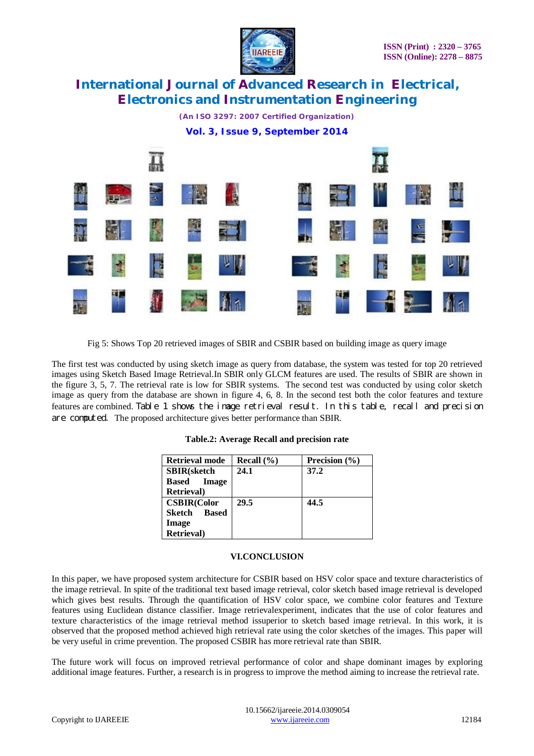Fig 5: Shows Top 20 retrieved images of SBIR and CSBIR based on building image as query image

The first test was conducted by using sketch image as query from database, the system was tested for top 20 retrieved images using Sketch Based Image Retrieval.In SBIR only GLCM features are used. The results of SBIR are shown in the figure 3, 5, 7. The retrieval rate is low for SBIR systems. The second test was conducted by using color sketch image as query from the database are shown in figure 4, 6, 8. In the second test both the color features and texture features are combined. Table 1 shows the image retrieval result. In this table, recall and precision are computed. The proposed architecture gives better performance than SBIR.

**Table.2: Average Recall and precision rate**

| Retrieval mode | Recall (%) | Precision (%) |
|---|---|---|
| SBIR(sketch Based Image Retrieval) | 24.1 | 37.2 |
| CSBIR(Color Sketch Based Image Retrieval) | 29.5 | 44.5 |

## VI.CONCLUSION

In this paper, we have proposed system architecture for CSBIR based on HSV color space and texture characteristics of the image retrieval. In spite of the traditional text based image retrieval, color sketch based image retrieval is developed which gives best results. Through the quantification of HSV color space, we combine color features and Texture features using Euclidean distance classifier. Image retrievalexperiment, indicates that the use of color features and texture characteristics of the image retrieval method issuperior to sketch based image retrieval. In this work, it is observed that the proposed method achieved high retrieval rate using the color sketches of the images. This paper will be very useful in crime prevention. The proposed CSBIR has more retrieval rate than SBIR.

The future work will focus on improved retrieval performance of color and shape dominant images by exploring additional image features. Further, a research is in progress to improve the method aiming to increase the retrieval rate.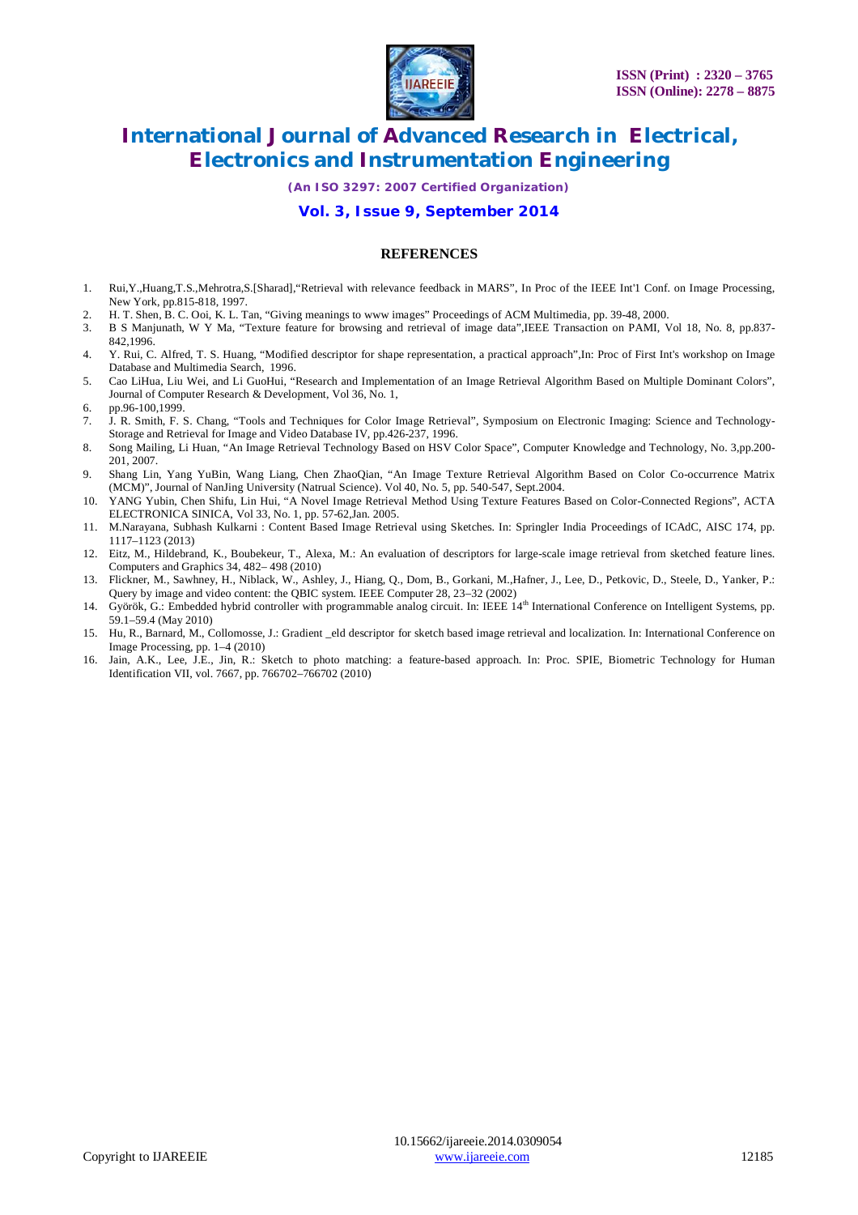## REFERENCES

1. Rui,Y.,Huang,T.S.,Mehrotra,S.[Sharad],"Retrieval with relevance feedback in MARS", In Proc of the IEEE Int'1 Conf. on Image Processing, New York, pp.815-818, 1997.
2. H. T. Shen, B. C. Ooi, K. L. Tan, "Giving meanings to www images" Proceedings of ACM Multimedia, pp. 39-48, 2000.
3. B S Manjunath, W Y Ma, "Texture feature for browsing and retrieval of image data",IEEE Transaction on PAMI, Vol 18, No. 8, pp.837-842,1996.
4. Y. Rui, C. Alfred, T. S. Huang, "Modified descriptor for shape representation, a practical approach",In: Proc of First Int's workshop on Image Database and Multimedia Search, 1996.
5. Cao LiHua, Liu Wei, and Li GuoHui, "Research and Implementation of an Image Retrieval Algorithm Based on Multiple Dominant Colors", Journal of Computer Research & Development, Vol 36, No. 1,
6. pp.96-100,1999.
7. J. R. Smith, F. S. Chang, "Tools and Techniques for Color Image Retrieval", Symposium on Electronic Imaging: Science and Technology-Storage and Retrieval for Image and Video Database IV, pp.426-237, 1996.
8. Song Mailing, Li Huan, "An Image Retrieval Technology Based on HSV Color Space", Computer Knowledge and Technology, No. 3,pp.200-201, 2007.
9. Shang Lin, Yang YuBin, Wang Liang, Chen ZhaoQian, "An Image Texture Retrieval Algorithm Based on Color Co-occurrence Matrix (MCM)", Journal of NanJing University (Natrual Science). Vol 40, No. 5, pp. 540-547, Sept.2004.
10. YANG Yubin, Chen Shifu, Lin Hui, "A Novel Image Retrieval Method Using Texture Features Based on Color-Connected Regions", ACTA ELECTRONICA SINICA, Vol 33, No. 1, pp. 57-62,Jan. 2005.
11. M.Narayana, Subhash Kulkarni : Content Based Image Retrieval using Sketches. In: Springler India Proceedings of ICAdC, AISC 174, pp. 1117–1123 (2013)
12. Eitz, M., Hildebrand, K., Boubekeur, T., Alexa, M.: An evaluation of descriptors for large-scale image retrieval from sketched feature lines. Computers and Graphics 34, 482– 498 (2010)
13. Flickner, M., Sawhney, H., Niblack, W., Ashley, J., Hiang, Q., Dom, B., Gorkani, M.,Hafner, J., Lee, D., Petkovic, D., Steele, D., Yanker, P.: Query by image and video content: the QBIC system. IEEE Computer 28, 23–32 (2002)
14. Györök, G.: Embedded hybrid controller with programmable analog circuit. In: IEEE 14th International Conference on Intelligent Systems, pp. 59.1–59.4 (May 2010)
15. Hu, R., Barnard, M., Collomosse, J.: Gradient _eld descriptor for sketch based image retrieval and localization. In: International Conference on Image Processing, pp. 1–4 (2010)
16. Jain, A.K., Lee, J.E., Jin, R.: Sketch to photo matching: a feature-based approach. In: Proc. SPIE, Biometric Technology for Human Identification VII, vol. 7667, pp. 766702–766702 (2010)